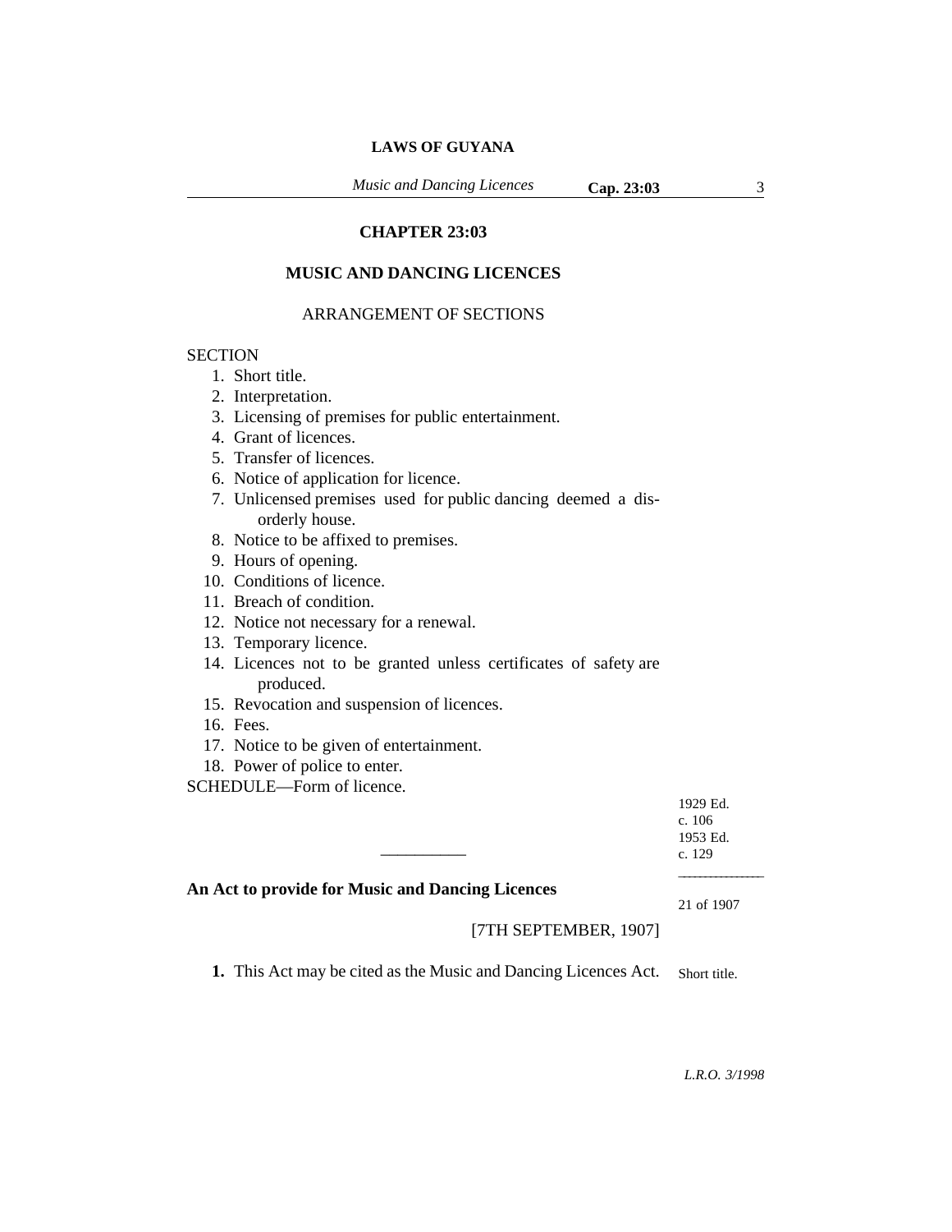# CHAPTER 23:03

## MUSIC AND DANCING LICENCES

### ARRANGEMENT OF SECTIONS

SECTION

1. Short title.
2. Interpretation.
3. Licensing of premises for public entertainment.
4. Grant of licences.
5. Transfer of licences.
6. Notice of application for licence.
7. Unlicensed premises used for public dancing deemed a disorderly house.
8. Notice to be affixed to premises.
9. Hours of opening.
10. Conditions of licence.
11. Breach of condition.
12. Notice not necessary for a renewal.
13. Temporary licence.
14. Licences not to be granted unless certificates of safety are produced.
15. Revocation and suspension of licences.
16. Fees.
17. Notice to be given of entertainment.
18. Power of police to enter.

SCHEDULE—Form of licence.

1929 Ed.
c. 106
1953 Ed.
c. 129

---

21 of 1907

**An Act to provide for Music and Dancing Licences**

[7TH SEPTEMBER, 1907]

Short title.

**1.** This Act may be cited as the Music and Dancing Licences Act.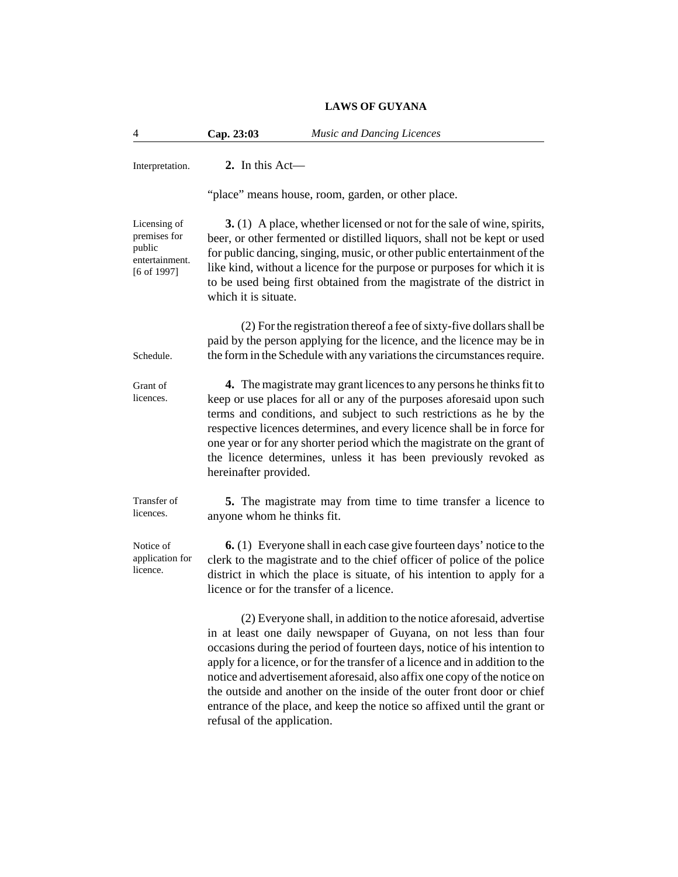Interpretation.

**2.** In this Act—

"place" means house, room, garden, or other place.

Licensing of premises for public entertainment. [6 of 1997]

**3.** (1) A place, whether licensed or not for the sale of wine, spirits, beer, or other fermented or distilled liquors, shall not be kept or used for public dancing, singing, music, or other public entertainment of the like kind, without a licence for the purpose or purposes for which it is to be used being first obtained from the magistrate of the district in which it is situate.

(2) For the registration thereof a fee of sixty-five dollars shall be paid by the person applying for the licence, and the licence may be in the form in the Schedule with any variations the circumstances require.

Schedule.

Grant of licences.

**4.** The magistrate may grant licences to any persons he thinks fit to keep or use places for all or any of the purposes aforesaid upon such terms and conditions, and subject to such restrictions as he by the respective licences determines, and every licence shall be in force for one year or for any shorter period which the magistrate on the grant of the licence determines, unless it has been previously revoked as hereinafter provided.

Transfer of licences.

**5.** The magistrate may from time to time transfer a licence to anyone whom he thinks fit.

Notice of application for licence.

**6.** (1) Everyone shall in each case give fourteen days' notice to the clerk to the magistrate and to the chief officer of police of the police district in which the place is situate, of his intention to apply for a licence or for the transfer of a licence.

(2) Everyone shall, in addition to the notice aforesaid, advertise in at least one daily newspaper of Guyana, on not less than four occasions during the period of fourteen days, notice of his intention to apply for a licence, or for the transfer of a licence and in addition to the notice and advertisement aforesaid, also affix one copy of the notice on the outside and another on the inside of the outer front door or chief entrance of the place, and keep the notice so affixed until the grant or refusal of the application.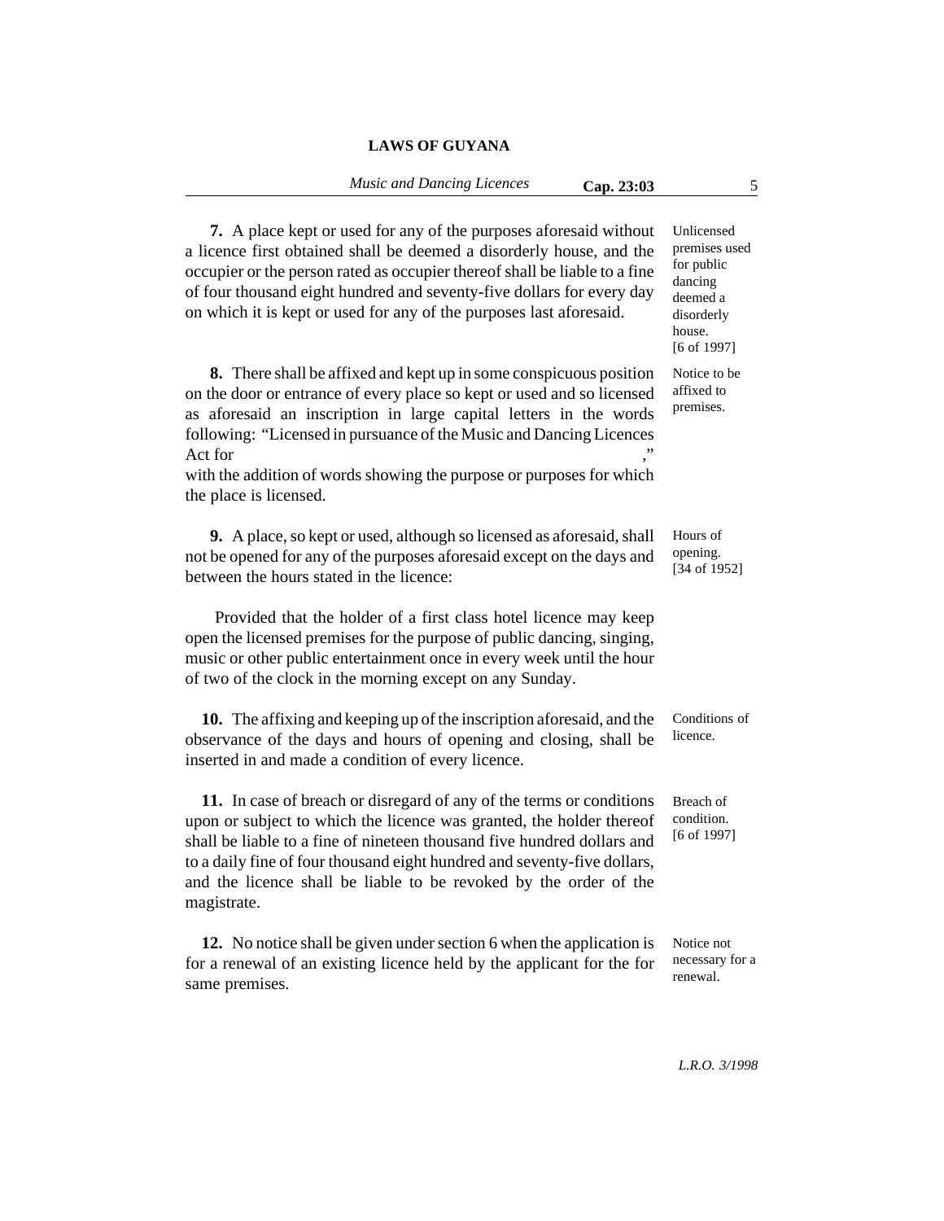**7.** A place kept or used for any of the purposes aforesaid without a licence first obtained shall be deemed a disorderly house, and the occupier or the person rated as occupier thereof shall be liable to a fine of four thousand eight hundred and seventy-five dollars for every day on which it is kept or used for any of the purposes last aforesaid.

Unlicensed premises used for public dancing deemed a disorderly house. [6 of 1997]

**8.** There shall be affixed and kept up in some conspicuous position on the door or entrance of every place so kept or used and so licensed as aforesaid an inscription in large capital letters in the words following: "Licensed in pursuance of the Music and Dancing Licences Act for ,"
with the addition of words showing the purpose or purposes for which the place is licensed.

Notice to be affixed to premises.

**9.** A place, so kept or used, although so licensed as aforesaid, shall not be opened for any of the purposes aforesaid except on the days and between the hours stated in the licence:

Hours of opening. [34 of 1952]

Provided that the holder of a first class hotel licence may keep open the licensed premises for the purpose of public dancing, singing, music or other public entertainment once in every week until the hour of two of the clock in the morning except on any Sunday.

**10.** The affixing and keeping up of the inscription aforesaid, and the observance of the days and hours of opening and closing, shall be inserted in and made a condition of every licence.

Conditions of licence.

**11.** In case of breach or disregard of any of the terms or conditions upon or subject to which the licence was granted, the holder thereof shall be liable to a fine of nineteen thousand five hundred dollars and to a daily fine of four thousand eight hundred and seventy-five dollars, and the licence shall be liable to be revoked by the order of the magistrate.

Breach of condition. [6 of 1997]

**12.** No notice shall be given under section 6 when the application is for a renewal of an existing licence held by the applicant for the for same premises.

Notice not necessary for a renewal.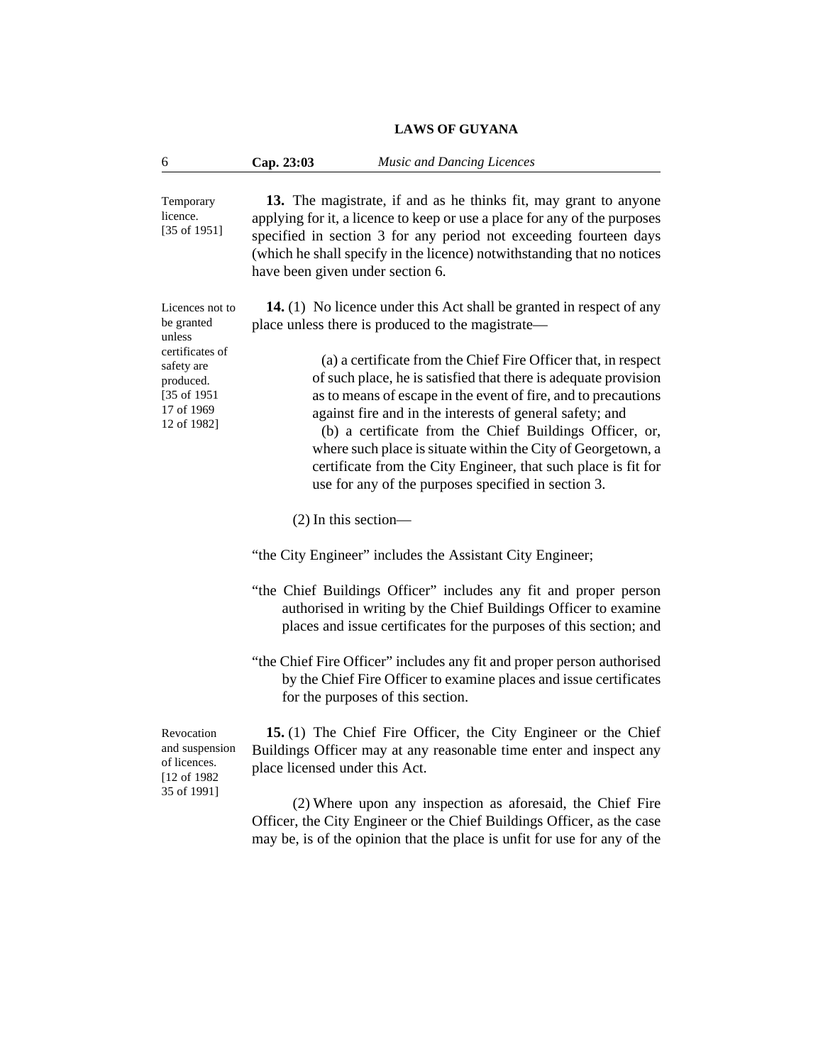Temporary licence. [35 of 1951]

**13.** The magistrate, if and as he thinks fit, may grant to anyone applying for it, a licence to keep or use a place for any of the purposes specified in section 3 for any period not exceeding fourteen days (which he shall specify in the licence) notwithstanding that no notices have been given under section 6.

Licences not to be granted unless certificates of safety are produced. [35 of 1951 17 of 1969 12 of 1982]

**14.** (1) No licence under this Act shall be granted in respect of any place unless there is produced to the magistrate—

(a) a certificate from the Chief Fire Officer that, in respect of such place, he is satisfied that there is adequate provision as to means of escape in the event of fire, and to precautions against fire and in the interests of general safety; and

(b) a certificate from the Chief Buildings Officer, or, where such place is situate within the City of Georgetown, a certificate from the City Engineer, that such place is fit for use for any of the purposes specified in section 3.

(2) In this section—

"the City Engineer" includes the Assistant City Engineer;

"the Chief Buildings Officer" includes any fit and proper person authorised in writing by the Chief Buildings Officer to examine places and issue certificates for the purposes of this section; and

"the Chief Fire Officer" includes any fit and proper person authorised by the Chief Fire Officer to examine places and issue certificates for the purposes of this section.

Revocation and suspension of licences. [12 of 1982 35 of 1991]

**15.** (1) The Chief Fire Officer, the City Engineer or the Chief Buildings Officer may at any reasonable time enter and inspect any place licensed under this Act.

(2) Where upon any inspection as aforesaid, the Chief Fire Officer, the City Engineer or the Chief Buildings Officer, as the case may be, is of the opinion that the place is unfit for use for any of the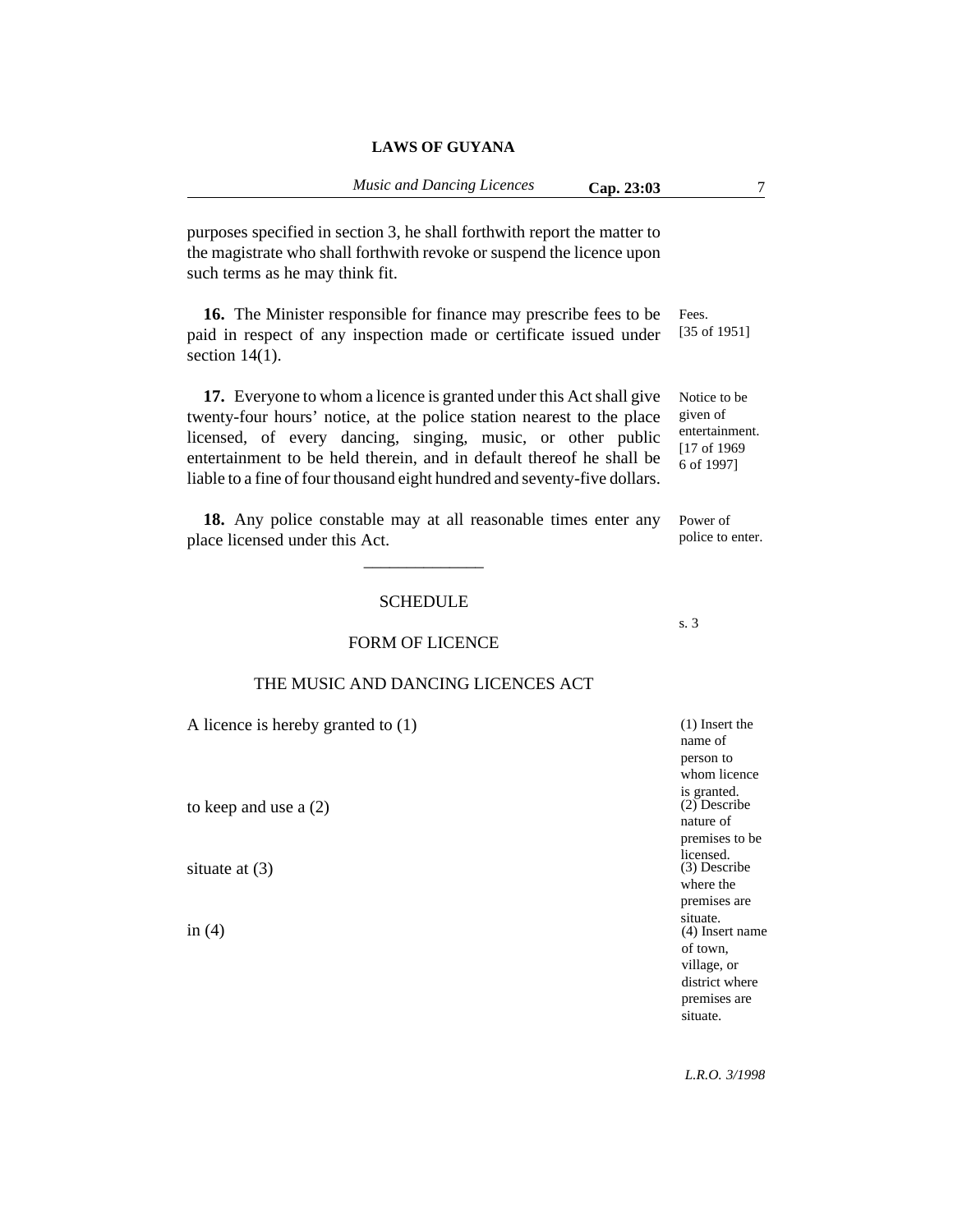purposes specified in section 3, he shall forthwith report the matter to the magistrate who shall forthwith revoke or suspend the licence upon such terms as he may think fit.

Fees. [35 of 1951]

**16.** The Minister responsible for finance may prescribe fees to be paid in respect of any inspection made or certificate issued under section 14(1).

Notice to be given of entertainment. [17 of 1969 6 of 1997]

**17.** Everyone to whom a licence is granted under this Act shall give twenty-four hours' notice, at the police station nearest to the place licensed, of every dancing, singing, music, or other public entertainment to be held therein, and in default thereof he shall be liable to a fine of four thousand eight hundred and seventy-five dollars.

Power of police to enter.

**18.** Any police constable may at all reasonable times enter any place licensed under this Act.

______________

## SCHEDULE

s. 3

### FORM OF LICENCE

### THE MUSIC AND DANCING LICENCES ACT

A licence is hereby granted to (1)

(1) Insert the name of person to whom licence is granted.

to keep and use a (2)

(2) Describe nature of premises to be licensed.

situate at (3)

(3) Describe where the premises are situate.

in (4)

(4) Insert name of town, village, or district where premises are situate.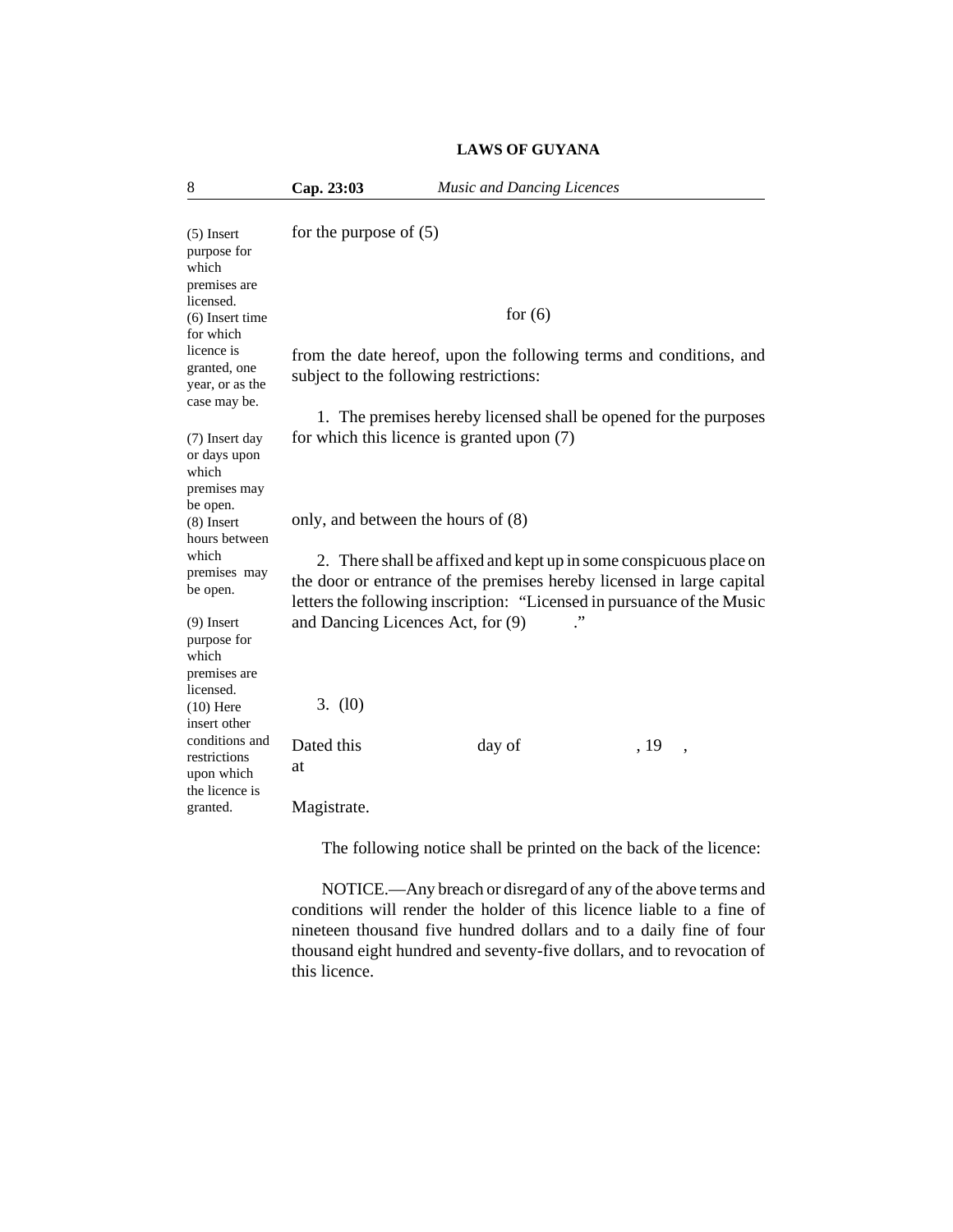for the purpose of (5)

for (6)

from the date hereof, upon the following terms and conditions, and subject to the following restrictions:

1. The premises hereby licensed shall be opened for the purposes for which this licence is granted upon (7)

only, and between the hours of (8)

2. There shall be affixed and kept up in some conspicuous place on the door or entrance of the premises hereby licensed in large capital letters the following inscription: "Licensed in pursuance of the Music and Dancing Licences Act, for (9) ."

3. (10)

Dated this day of , 19 , at

Magistrate.

(5) Insert purpose for which premises are licensed.
(6) Insert time for which licence is granted, one year, or as the case may be.
(7) Insert day or days upon which premises may be open.
(8) Insert hours between which premises may be open.
(9) Insert purpose for which premises are licensed.
(10) Here insert other conditions and restrictions upon which the licence is granted.

The following notice shall be printed on the back of the licence:

NOTICE.—Any breach or disregard of any of the above terms and conditions will render the holder of this licence liable to a fine of nineteen thousand five hundred dollars and to a daily fine of four thousand eight hundred and seventy-five dollars, and to revocation of this licence.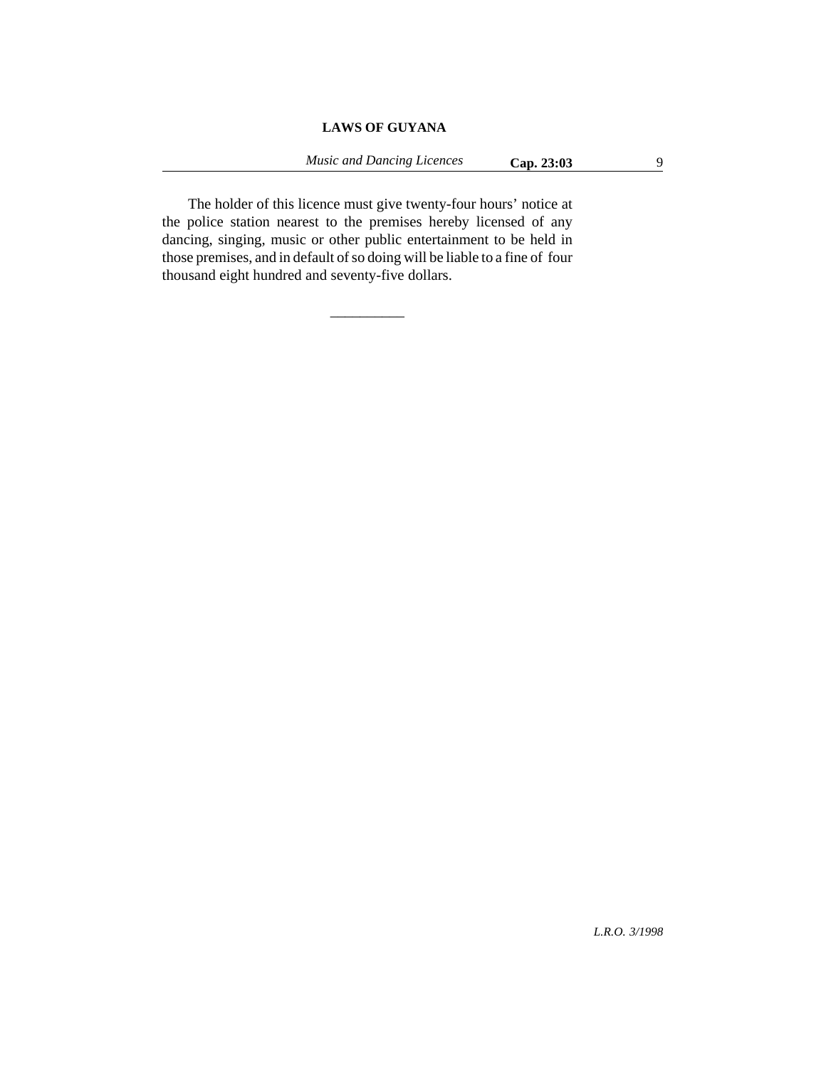The holder of this licence must give twenty-four hours' notice at the police station nearest to the premises hereby licensed of any dancing, singing, music or other public entertainment to be held in those premises, and in default of so doing will be liable to a fine of four thousand eight hundred and seventy-five dollars.

__________